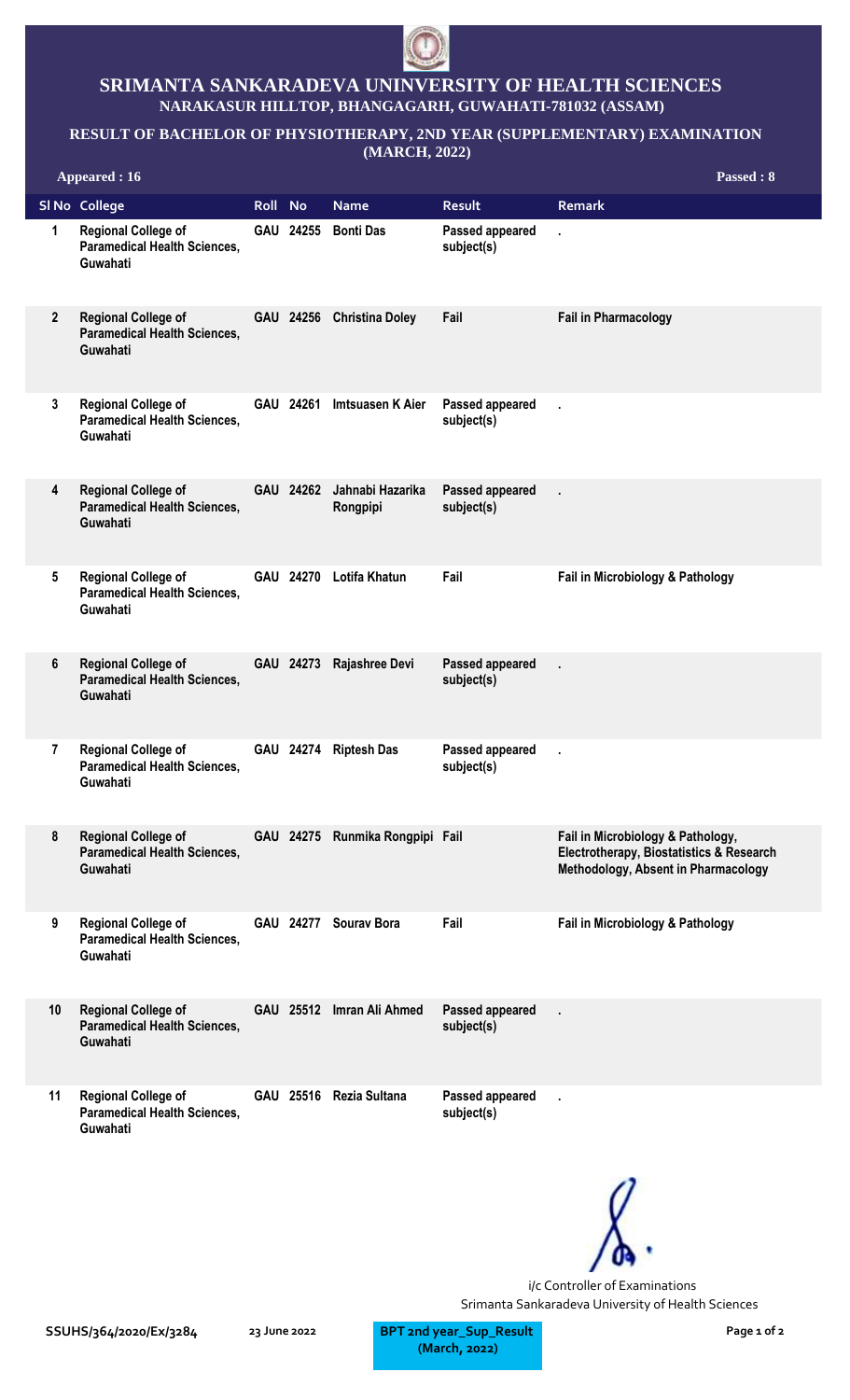# SRIMANTA SANKARADEVA UNINVERSITY OF HEALTH SCIENCES

## NARAKASUR HILLTOP, BHANGAGARH, GUWAHATI-781032 (ASSAM)

### RESULT OF BACHELOR OF PHYSIOTHERAPY, 2ND YEAR (SUPPLEMENTARY) EXAMINATION (MARCH, 2022)

**Appeared : 16** **Passed : 8**

| Sl No | College | Roll | No | Name | Result | Remark |
|---|---|---|---|---|---|---|
| 1 | Regional College of Paramedical Health Sciences, Guwahati | GAU | 24255 | Bonti Das | Passed appeared subject(s) | . |
| 2 | Regional College of Paramedical Health Sciences, Guwahati | GAU | 24256 | Christina Doley | Fail | Fail in Pharmacology |
| 3 | Regional College of Paramedical Health Sciences, Guwahati | GAU | 24261 | Imtsuasen K Aier | Passed appeared subject(s) | . |
| 4 | Regional College of Paramedical Health Sciences, Guwahati | GAU | 24262 | Jahnabi Hazarika Rongpipi | Passed appeared subject(s) | . |
| 5 | Regional College of Paramedical Health Sciences, Guwahati | GAU | 24270 | Lotifa Khatun | Fail | Fail in Microbiology & Pathology |
| 6 | Regional College of Paramedical Health Sciences, Guwahati | GAU | 24273 | Rajashree Devi | Passed appeared subject(s) | . |
| 7 | Regional College of Paramedical Health Sciences, Guwahati | GAU | 24274 | Riptesh Das | Passed appeared subject(s) | . |
| 8 | Regional College of Paramedical Health Sciences, Guwahati | GAU | 24275 | Runmika Rongpipi | Fail | Fail in Microbiology & Pathology, Electrotherapy, Biostatistics & Research Methodology, Absent in Pharmacology |
| 9 | Regional College of Paramedical Health Sciences, Guwahati | GAU | 24277 | Sourav Bora | Fail | Fail in Microbiology & Pathology |
| 10 | Regional College of Paramedical Health Sciences, Guwahati | GAU | 25512 | Imran Ali Ahmed | Passed appeared subject(s) | . |
| 11 | Regional College of Paramedical Health Sciences, Guwahati | GAU | 25516 | Rezia Sultana | Passed appeared subject(s) | . |

i/c Controller of Examinations
Srimanta Sankaradeva University of Health Sciences

SSUHS/364/2020/Ex/3284 23 June 2022 BPT 2nd year_Sup_Result (March, 2022)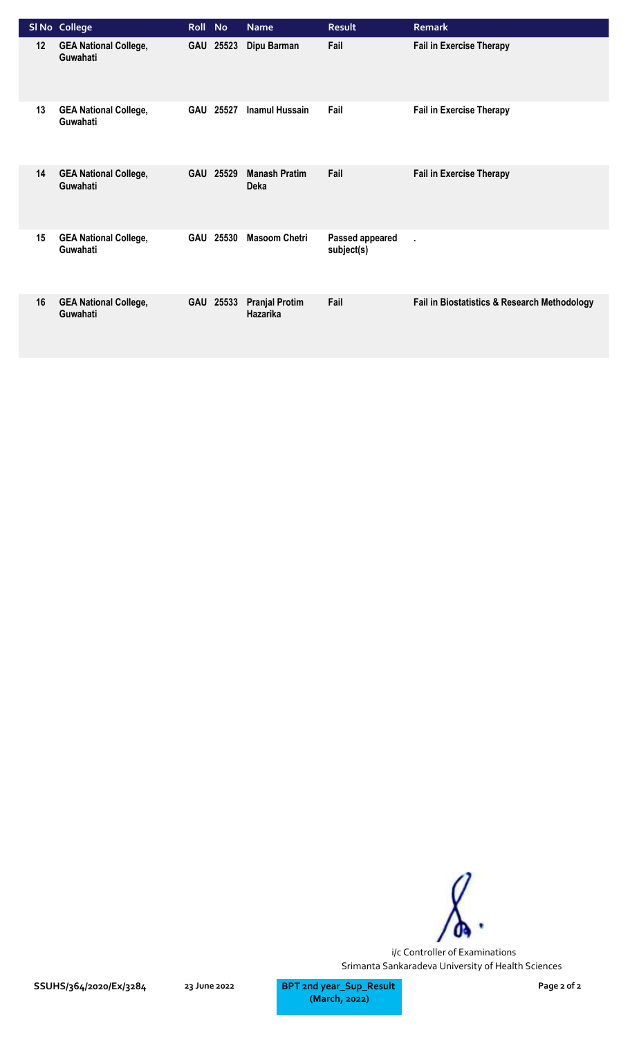| Sl No | College | Roll | No | Name | Result | Remark |
|---|---|---|---|---|---|---|
| 12 | GEA National College, Guwahati | GAU | 25523 | Dipu Barman | Fail | Fail in Exercise Therapy |
| 13 | GEA National College, Guwahati | GAU | 25527 | Inamul Hussain | Fail | Fail in Exercise Therapy |
| 14 | GEA National College, Guwahati | GAU | 25529 | Manash Pratim Deka | Fail | Fail in Exercise Therapy |
| 15 | GEA National College, Guwahati | GAU | 25530 | Masoom Chetri | Passed appeared subject(s) | . |
| 16 | GEA National College, Guwahati | GAU | 25533 | Pranjal Protim Hazarika | Fail | Fail in Biostatistics & Research Methodology |

i/c Controller of Examinations
Srimanta Sankaradeva University of Health Sciences

SSUHS/364/2020/Ex/3284 23 June 2022 BPT 2nd year_Sup_Result (March, 2022)